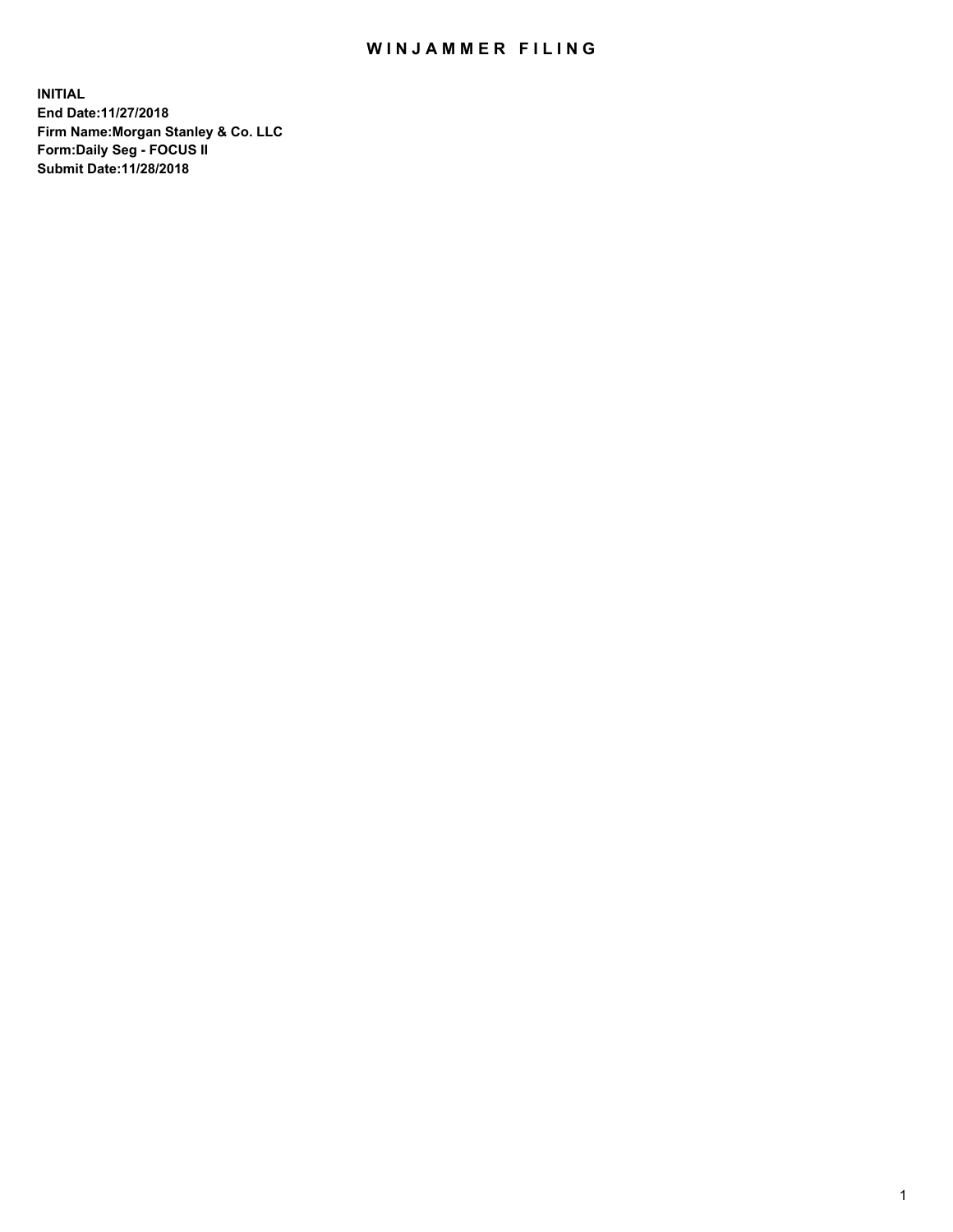# WINJAMMER FILING

**INITIAL**
**End Date:11/27/2018**
**Firm Name:Morgan Stanley & Co. LLC**
**Form:Daily Seg - FOCUS II**
**Submit Date:11/28/2018**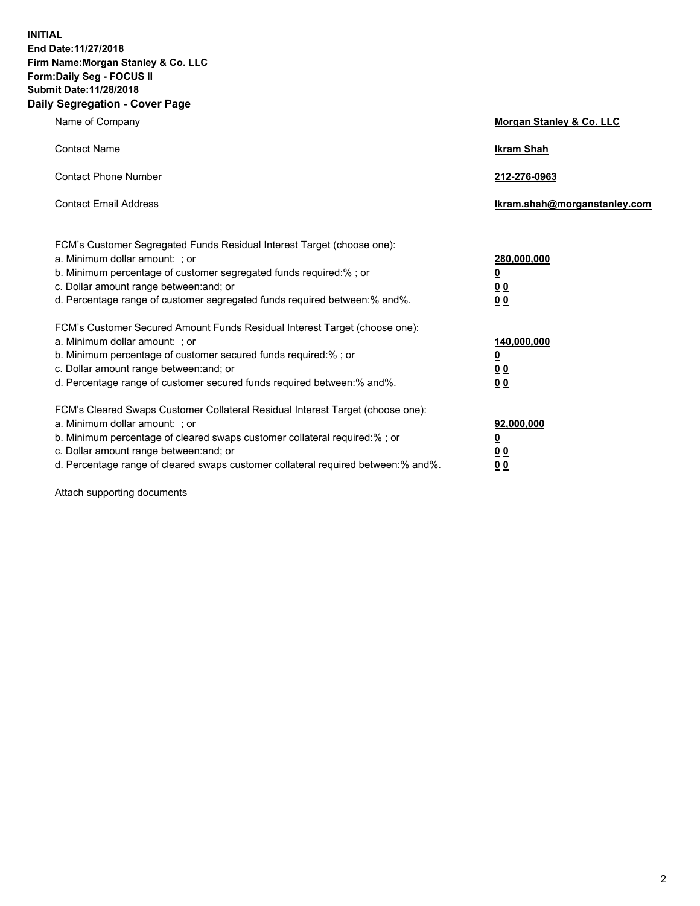**INITIAL**
**End Date:11/27/2018**
**Firm Name:Morgan Stanley & Co. LLC**
**Form:Daily Seg - FOCUS II**
**Submit Date:11/28/2018**

## Daily Segregation - Cover Page

| | |
|---|---|
| Name of Company | **Morgan Stanley & Co. LLC** |
| Contact Name | **Ikram Shah** |
| Contact Phone Number | **212-276-0963** |
| Contact Email Address | **Ikram.shah@morganstanley.com** |

| | |
|---|---|
| FCM's Customer Segregated Funds Residual Interest Target (choose one): | |
| a. Minimum dollar amount: ; or | **280,000,000** |
| b. Minimum percentage of customer segregated funds required:% ; or | **0** |
| c. Dollar amount range between:and; or | **0 0** |
| d. Percentage range of customer segregated funds required between:% and%. | **0 0** |
| FCM's Customer Secured Amount Funds Residual Interest Target (choose one): | |
| a. Minimum dollar amount: ; or | **140,000,000** |
| b. Minimum percentage of customer secured funds required:% ; or | **0** |
| c. Dollar amount range between:and; or | **0 0** |
| d. Percentage range of customer secured funds required between:% and%. | **0 0** |
| FCM's Cleared Swaps Customer Collateral Residual Interest Target (choose one): | |
| a. Minimum dollar amount: ; or | **92,000,000** |
| b. Minimum percentage of cleared swaps customer collateral required:% ; or | **0** |
| c. Dollar amount range between:and; or | **0 0** |
| d. Percentage range of cleared swaps customer collateral required between:% and%. | **0 0** |

Attach supporting documents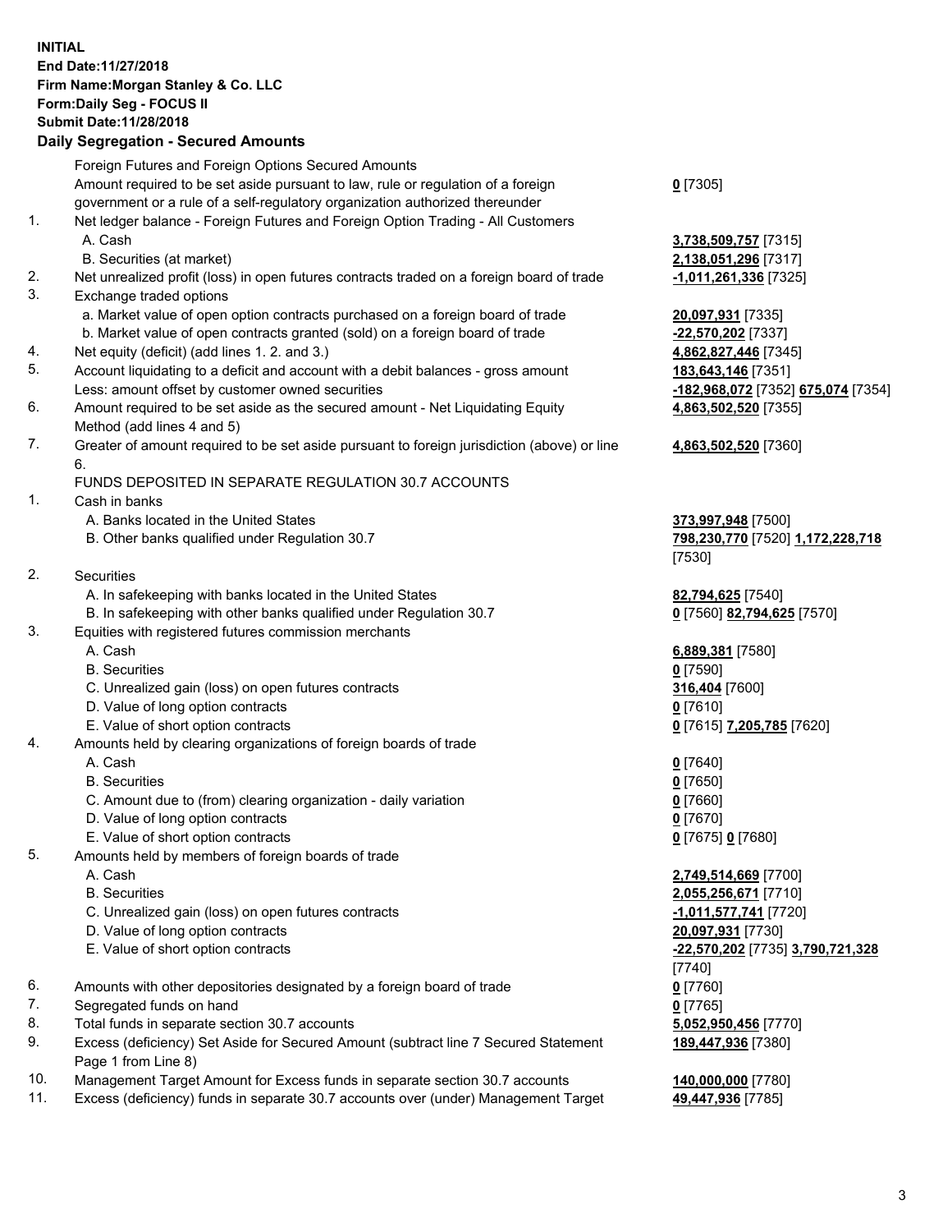**INITIAL**
**End Date:11/27/2018**
**Firm Name:Morgan Stanley & Co. LLC**
**Form:Daily Seg - FOCUS II**
**Submit Date:11/28/2018**

## Daily Segregation - Secured Amounts

| | | |
|---|---|---|
| | Foreign Futures and Foreign Options Secured Amounts | |
| | Amount required to be set aside pursuant to law, rule or regulation of a foreign government or a rule of a self-regulatory organization authorized thereunder | **0** [7305] |
| 1. | Net ledger balance - Foreign Futures and Foreign Option Trading - All Customers | |
| | A. Cash | **3,738,509,757** [7315] |
| | B. Securities (at market) | **2,138,051,296** [7317] |
| 2. | Net unrealized profit (loss) in open futures contracts traded on a foreign board of trade | **-1,011,261,336** [7325] |
| 3. | Exchange traded options | |
| | a. Market value of open option contracts purchased on a foreign board of trade | **20,097,931** [7335] |
| | b. Market value of open contracts granted (sold) on a foreign board of trade | **-22,570,202** [7337] |
| 4. | Net equity (deficit) (add lines 1. 2. and 3.) | **4,862,827,446** [7345] |
| 5. | Account liquidating to a deficit and account with a debit balances - gross amount | **183,643,146** [7351] |
| | Less: amount offset by customer owned securities | **-182,968,072** [7352] **675,074** [7354] |
| 6. | Amount required to be set aside as the secured amount - Net Liquidating Equity Method (add lines 4 and 5) | **4,863,502,520** [7355] |
| 7. | Greater of amount required to be set aside pursuant to foreign jurisdiction (above) or line 6. | **4,863,502,520** [7360] |
| | FUNDS DEPOSITED IN SEPARATE REGULATION 30.7 ACCOUNTS | |
| 1. | Cash in banks | |
| | A. Banks located in the United States | **373,997,948** [7500] |
| | B. Other banks qualified under Regulation 30.7 | **798,230,770** [7520] **1,172,228,718** [7530] |
| 2. | Securities | |
| | A. In safekeeping with banks located in the United States | **82,794,625** [7540] |
| | B. In safekeeping with other banks qualified under Regulation 30.7 | **0** [7560] **82,794,625** [7570] |
| 3. | Equities with registered futures commission merchants | |
| | A. Cash | **6,889,381** [7580] |
| | B. Securities | **0** [7590] |
| | C. Unrealized gain (loss) on open futures contracts | **316,404** [7600] |
| | D. Value of long option contracts | **0** [7610] |
| | E. Value of short option contracts | **0** [7615] **7,205,785** [7620] |
| 4. | Amounts held by clearing organizations of foreign boards of trade | |
| | A. Cash | **0** [7640] |
| | B. Securities | **0** [7650] |
| | C. Amount due to (from) clearing organization - daily variation | **0** [7660] |
| | D. Value of long option contracts | **0** [7670] |
| | E. Value of short option contracts | **0** [7675] **0** [7680] |
| 5. | Amounts held by members of foreign boards of trade | |
| | A. Cash | **2,749,514,669** [7700] |
| | B. Securities | **2,055,256,671** [7710] |
| | C. Unrealized gain (loss) on open futures contracts | **-1,011,577,741** [7720] |
| | D. Value of long option contracts | **20,097,931** [7730] |
| | E. Value of short option contracts | **-22,570,202** [7735] **3,790,721,328** [7740] |
| 6. | Amounts with other depositories designated by a foreign board of trade | **0** [7760] |
| 7. | Segregated funds on hand | **0** [7765] |
| 8. | Total funds in separate section 30.7 accounts | **5,052,950,456** [7770] |
| 9. | Excess (deficiency) Set Aside for Secured Amount (subtract line 7 Secured Statement Page 1 from Line 8) | **189,447,936** [7380] |
| 10. | Management Target Amount for Excess funds in separate section 30.7 accounts | **140,000,000** [7780] |
| 11. | Excess (deficiency) funds in separate 30.7 accounts over (under) Management Target | **49,447,936** [7785] |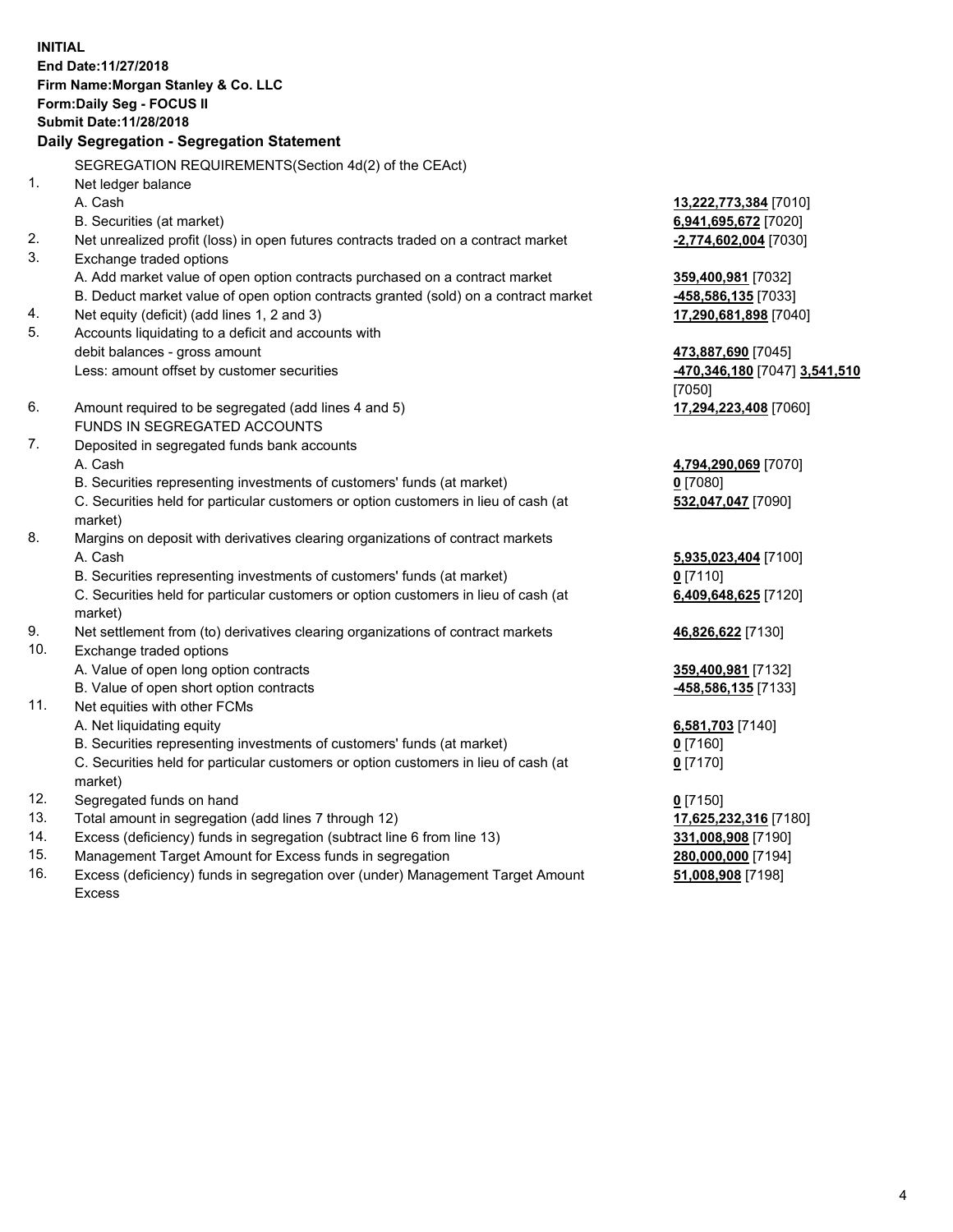**INITIAL**
**End Date:11/27/2018**
**Firm Name:Morgan Stanley & Co. LLC**
**Form:Daily Seg - FOCUS II**
**Submit Date:11/28/2018**

**Daily Segregation - Segregation Statement**

SEGREGATION REQUIREMENTS(Section 4d(2) of the CEAct)

| | | |
|---|---|---|
| 1. | Net ledger balance | |
| | A. Cash | **13,222,773,384** [7010] |
| | B. Securities (at market) | **6,941,695,672** [7020] |
| 2. | Net unrealized profit (loss) in open futures contracts traded on a contract market | **-2,774,602,004** [7030] |
| 3. | Exchange traded options | |
| | A. Add market value of open option contracts purchased on a contract market | **359,400,981** [7032] |
| | B. Deduct market value of open option contracts granted (sold) on a contract market | **-458,586,135** [7033] |
| 4. | Net equity (deficit) (add lines 1, 2 and 3) | **17,290,681,898** [7040] |
| 5. | Accounts liquidating to a deficit and accounts with debit balances - gross amount | **473,887,690** [7045] |
| | Less: amount offset by customer securities | **-470,346,180** [7047] **3,541,510** [7050] |
| 6. | Amount required to be segregated (add lines 4 and 5) | **17,294,223,408** [7060] |
| | FUNDS IN SEGREGATED ACCOUNTS | |
| 7. | Deposited in segregated funds bank accounts | |
| | A. Cash | **4,794,290,069** [7070] |
| | B. Securities representing investments of customers' funds (at market) | **0** [7080] |
| | C. Securities held for particular customers or option customers in lieu of cash (at market) | **532,047,047** [7090] |
| 8. | Margins on deposit with derivatives clearing organizations of contract markets | |
| | A. Cash | **5,935,023,404** [7100] |
| | B. Securities representing investments of customers' funds (at market) | **0** [7110] |
| | C. Securities held for particular customers or option customers in lieu of cash (at market) | **6,409,648,625** [7120] |
| 9. | Net settlement from (to) derivatives clearing organizations of contract markets | **46,826,622** [7130] |
| 10. | Exchange traded options | |
| | A. Value of open long option contracts | **359,400,981** [7132] |
| | B. Value of open short option contracts | **-458,586,135** [7133] |
| 11. | Net equities with other FCMs | |
| | A. Net liquidating equity | **6,581,703** [7140] |
| | B. Securities representing investments of customers' funds (at market) | **0** [7160] |
| | C. Securities held for particular customers or option customers in lieu of cash (at market) | **0** [7170] |
| 12. | Segregated funds on hand | **0** [7150] |
| 13. | Total amount in segregation (add lines 7 through 12) | **17,625,232,316** [7180] |
| 14. | Excess (deficiency) funds in segregation (subtract line 6 from line 13) | **331,008,908** [7190] |
| 15. | Management Target Amount for Excess funds in segregation | **280,000,000** [7194] |
| 16. | Excess (deficiency) funds in segregation over (under) Management Target Amount Excess | **51,008,908** [7198] |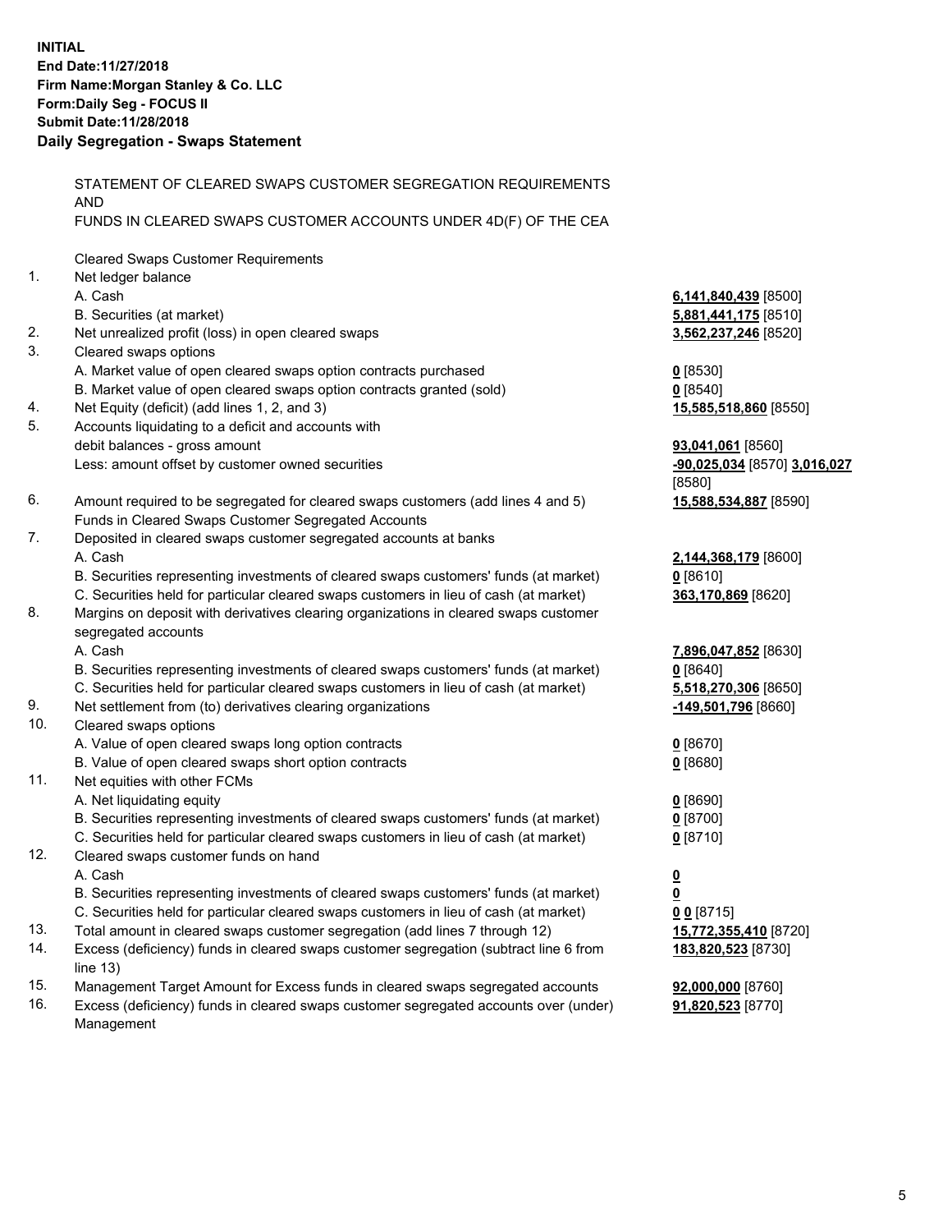**INITIAL**
**End Date:11/27/2018**
**Firm Name:Morgan Stanley & Co. LLC**
**Form:Daily Seg - FOCUS II**
**Submit Date:11/28/2018**
**Daily Segregation - Swaps Statement**

STATEMENT OF CLEARED SWAPS CUSTOMER SEGREGATION REQUIREMENTS AND FUNDS IN CLEARED SWAPS CUSTOMER ACCOUNTS UNDER 4D(F) OF THE CEA

| | | |
|---|---|---|
| | Cleared Swaps Customer Requirements | |
| 1. | Net ledger balance | |
| | A. Cash | **6,141,840,439** [8500] |
| | B. Securities (at market) | **5,881,441,175** [8510] |
| 2. | Net unrealized profit (loss) in open cleared swaps | **3,562,237,246** [8520] |
| 3. | Cleared swaps options | |
| | A. Market value of open cleared swaps option contracts purchased | **0** [8530] |
| | B. Market value of open cleared swaps option contracts granted (sold) | **0** [8540] |
| 4. | Net Equity (deficit) (add lines 1, 2, and 3) | **15,585,518,860** [8550] |
| 5. | Accounts liquidating to a deficit and accounts with debit balances - gross amount | **93,041,061** [8560] |
| | Less: amount offset by customer owned securities | **-90,025,034** [8570] **3,016,027** [8580] |
| 6. | Amount required to be segregated for cleared swaps customers (add lines 4 and 5) | **15,588,534,887** [8590] |
| | Funds in Cleared Swaps Customer Segregated Accounts | |
| 7. | Deposited in cleared swaps customer segregated accounts at banks | |
| | A. Cash | **2,144,368,179** [8600] |
| | B. Securities representing investments of cleared swaps customers' funds (at market) | **0** [8610] |
| | C. Securities held for particular cleared swaps customers in lieu of cash (at market) | **363,170,869** [8620] |
| 8. | Margins on deposit with derivatives clearing organizations in cleared swaps customer segregated accounts | |
| | A. Cash | **7,896,047,852** [8630] |
| | B. Securities representing investments of cleared swaps customers' funds (at market) | **0** [8640] |
| | C. Securities held for particular cleared swaps customers in lieu of cash (at market) | **5,518,270,306** [8650] |
| 9. | Net settlement from (to) derivatives clearing organizations | **-149,501,796** [8660] |
| 10. | Cleared swaps options | |
| | A. Value of open cleared swaps long option contracts | **0** [8670] |
| | B. Value of open cleared swaps short option contracts | **0** [8680] |
| 11. | Net equities with other FCMs | |
| | A. Net liquidating equity | **0** [8690] |
| | B. Securities representing investments of cleared swaps customers' funds (at market) | **0** [8700] |
| | C. Securities held for particular cleared swaps customers in lieu of cash (at market) | **0** [8710] |
| 12. | Cleared swaps customer funds on hand | |
| | A. Cash | **0** |
| | B. Securities representing investments of cleared swaps customers' funds (at market) | **0** |
| | C. Securities held for particular cleared swaps customers in lieu of cash (at market) | **0** **0** [8715] |
| 13. | Total amount in cleared swaps customer segregation (add lines 7 through 12) | **15,772,355,410** [8720] |
| 14. | Excess (deficiency) funds in cleared swaps customer segregation (subtract line 6 from line 13) | **183,820,523** [8730] |
| 15. | Management Target Amount for Excess funds in cleared swaps segregated accounts | **92,000,000** [8760] |
| 16. | Excess (deficiency) funds in cleared swaps customer segregated accounts over (under) Management | **91,820,523** [8770] |